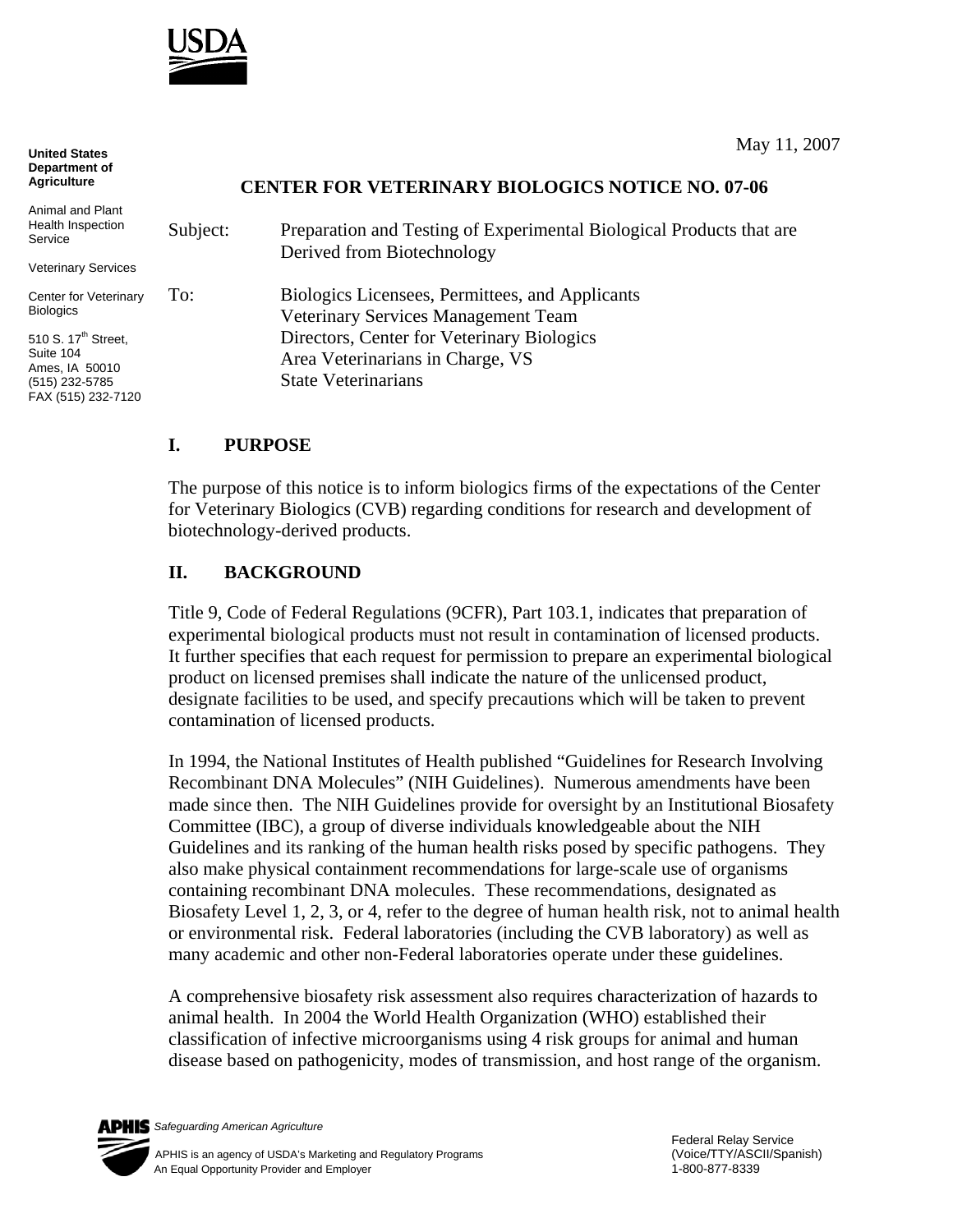United States Department of Agriculture

Animal and Plant Health Inspection Service

Veterinary Services

Center for Veterinary Biologics

510 S. 17th Street, Suite 104
Ames, IA 50010
(515) 232-5785
FAX (515) 232-7120

May 11, 2007

## CENTER FOR VETERINARY BIOLOGICS NOTICE NO. 07-06

Subject: Preparation and Testing of Experimental Biological Products that are Derived from Biotechnology

To: Biologics Licensees, Permittees, and Applicants
Veterinary Services Management Team
Directors, Center for Veterinary Biologics
Area Veterinarians in Charge, VS
State Veterinarians

## I. PURPOSE

The purpose of this notice is to inform biologics firms of the expectations of the Center for Veterinary Biologics (CVB) regarding conditions for research and development of biotechnology-derived products.

## II. BACKGROUND

Title 9, Code of Federal Regulations (9CFR), Part 103.1, indicates that preparation of experimental biological products must not result in contamination of licensed products. It further specifies that each request for permission to prepare an experimental biological product on licensed premises shall indicate the nature of the unlicensed product, designate facilities to be used, and specify precautions which will be taken to prevent contamination of licensed products.

In 1994, the National Institutes of Health published "Guidelines for Research Involving Recombinant DNA Molecules" (NIH Guidelines). Numerous amendments have been made since then. The NIH Guidelines provide for oversight by an Institutional Biosafety Committee (IBC), a group of diverse individuals knowledgeable about the NIH Guidelines and its ranking of the human health risks posed by specific pathogens. They also make physical containment recommendations for large-scale use of organisms containing recombinant DNA molecules. These recommendations, designated as Biosafety Level 1, 2, 3, or 4, refer to the degree of human health risk, not to animal health or environmental risk. Federal laboratories (including the CVB laboratory) as well as many academic and other non-Federal laboratories operate under these guidelines.

A comprehensive biosafety risk assessment also requires characterization of hazards to animal health. In 2004 the World Health Organization (WHO) established their classification of infective microorganisms using 4 risk groups for animal and human disease based on pathogenicity, modes of transmission, and host range of the organism.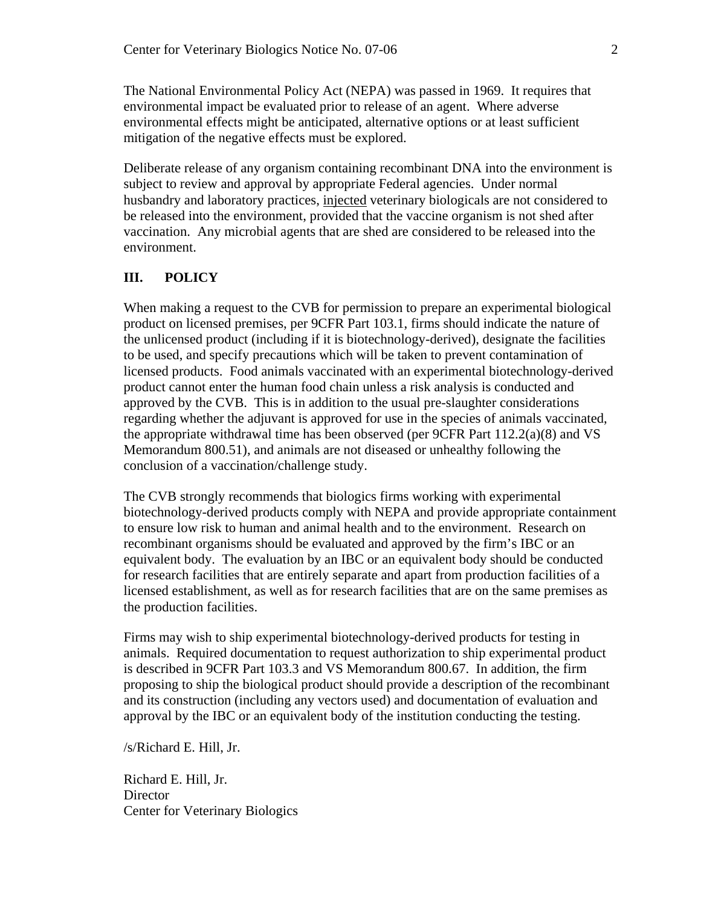The National Environmental Policy Act (NEPA) was passed in 1969. It requires that environmental impact be evaluated prior to release of an agent. Where adverse environmental effects might be anticipated, alternative options or at least sufficient mitigation of the negative effects must be explored.

Deliberate release of any organism containing recombinant DNA into the environment is subject to review and approval by appropriate Federal agencies. Under normal husbandry and laboratory practices, <u>injected</u> veterinary biologicals are not considered to be released into the environment, provided that the vaccine organism is not shed after vaccination. Any microbial agents that are shed are considered to be released into the environment.

## III. POLICY

When making a request to the CVB for permission to prepare an experimental biological product on licensed premises, per 9CFR Part 103.1, firms should indicate the nature of the unlicensed product (including if it is biotechnology-derived), designate the facilities to be used, and specify precautions which will be taken to prevent contamination of licensed products. Food animals vaccinated with an experimental biotechnology-derived product cannot enter the human food chain unless a risk analysis is conducted and approved by the CVB. This is in addition to the usual pre-slaughter considerations regarding whether the adjuvant is approved for use in the species of animals vaccinated, the appropriate withdrawal time has been observed (per 9CFR Part 112.2(a)(8) and VS Memorandum 800.51), and animals are not diseased or unhealthy following the conclusion of a vaccination/challenge study.

The CVB strongly recommends that biologics firms working with experimental biotechnology-derived products comply with NEPA and provide appropriate containment to ensure low risk to human and animal health and to the environment. Research on recombinant organisms should be evaluated and approved by the firm's IBC or an equivalent body. The evaluation by an IBC or an equivalent body should be conducted for research facilities that are entirely separate and apart from production facilities of a licensed establishment, as well as for research facilities that are on the same premises as the production facilities.

Firms may wish to ship experimental biotechnology-derived products for testing in animals. Required documentation to request authorization to ship experimental product is described in 9CFR Part 103.3 and VS Memorandum 800.67. In addition, the firm proposing to ship the biological product should provide a description of the recombinant and its construction (including any vectors used) and documentation of evaluation and approval by the IBC or an equivalent body of the institution conducting the testing.

/s/Richard E. Hill, Jr.

Richard E. Hill, Jr.
Director
Center for Veterinary Biologics